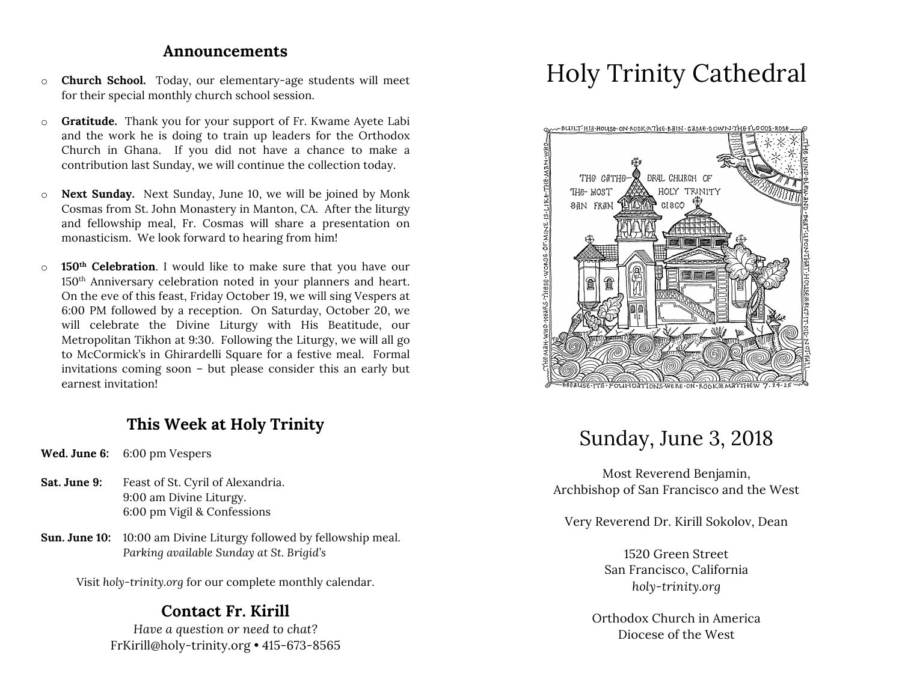## Announcements

- **Church School.** Today, our elementary-age students will meet for their special monthly church school session.

- **Gratitude.** Thank you for your support of Fr. Kwame Ayete Labi and the work he is doing to train up leaders for the Orthodox Church in Ghana. If you did not have a chance to make a contribution last Sunday, we will continue the collection today.

- **Next Sunday.** Next Sunday, June 10, we will be joined by Monk Cosmas from St. John Monastery in Manton, CA. After the liturgy and fellowship meal, Fr. Cosmas will share a presentation on monasticism. We look forward to hearing from him!

- **150th Celebration**. I would like to make sure that you have our 150th Anniversary celebration noted in your planners and heart. On the eve of this feast, Friday October 19, we will sing Vespers at 6:00 PM followed by a reception. On Saturday, October 20, we will celebrate the Divine Liturgy with His Beatitude, our Metropolitan Tikhon at 9:30. Following the Liturgy, we will all go to McCormick's in Ghirardelli Square for a festive meal. Formal invitations coming soon – but please consider this an early but earnest invitation!

## This Week at Holy Trinity

**Wed. June 6:** 6:00 pm Vespers

**Sat. June 9:** Feast of St. Cyril of Alexandria.
9:00 am Divine Liturgy.
6:00 pm Vigil & Confessions

**Sun. June 10:** 10:00 am Divine Liturgy followed by fellowship meal.
*Parking available Sunday at St. Brigid's*

Visit *holy-trinity.org* for our complete monthly calendar.

## Contact Fr. Kirill

*Have a question or need to chat?*
FrKirill@holy-trinity.org • 415-673-8565

# Holy Trinity Cathedral

BUILT HIS HOUSE ON ROCK & THE RAIN CAME DOWN THE FLOODS ROSE THE WIND BLEW AND BEAT UPON THAT HOUSE & BUT IT DID NOT FALL BECAUSE ITS FOUNDATIONS WERE ON ROCK MATTHEW 7:24-25 THE MAN WHO HEARS THESE WORDS OF MINE IS LIKE THE MAN WHO

THE CATHEDRAL CHURCH OF THE MOST HOLY TRINITY SAN FRANCISCO

## Sunday, June 3, 2018

Most Reverend Benjamin,
Archbishop of San Francisco and the West

Very Reverend Dr. Kirill Sokolov, Dean

1520 Green Street
San Francisco, California
*holy-trinity.org*

Orthodox Church in America
Diocese of the West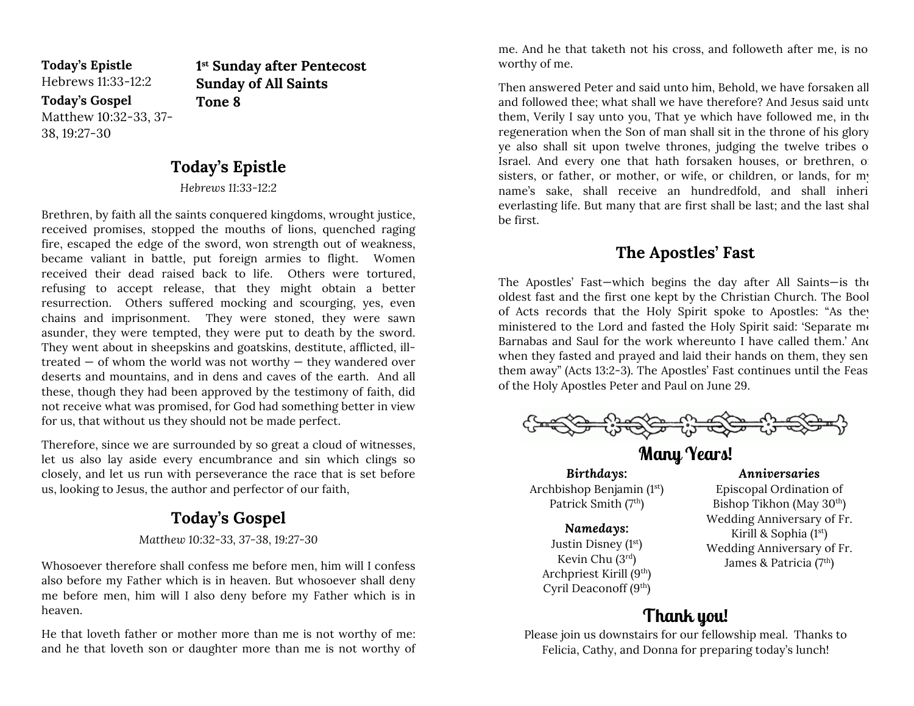**Today's Epistle**
Hebrews 11:33-12:2

**Today's Gospel**
Matthew 10:32-33, 37-38, 19:27-30

**1st Sunday after Pentecost**
**Sunday of All Saints**
**Tone 8**

## Today's Epistle

*Hebrews 11:33-12:2*

Brethren, by faith all the saints conquered kingdoms, wrought justice, received promises, stopped the mouths of lions, quenched raging fire, escaped the edge of the sword, won strength out of weakness, became valiant in battle, put foreign armies to flight. Women received their dead raised back to life. Others were tortured, refusing to accept release, that they might obtain a better resurrection. Others suffered mocking and scourging, yes, even chains and imprisonment. They were stoned, they were sawn asunder, they were tempted, they were put to death by the sword. They went about in sheepskins and goatskins, destitute, afflicted, ill-treated — of whom the world was not worthy — they wandered over deserts and mountains, and in dens and caves of the earth. And all these, though they had been approved by the testimony of faith, did not receive what was promised, for God had something better in view for us, that without us they should not be made perfect.

Therefore, since we are surrounded by so great a cloud of witnesses, let us also lay aside every encumbrance and sin which clings so closely, and let us run with perseverance the race that is set before us, looking to Jesus, the author and perfector of our faith,

## Today's Gospel

*Matthew 10:32-33, 37-38, 19:27-30*

Whosoever therefore shall confess me before men, him will I confess also before my Father which is in heaven. But whosoever shall deny me before men, him will I also deny before my Father which is in heaven.

He that loveth father or mother more than me is not worthy of me: and he that loveth son or daughter more than me is not worthy of me. And he that taketh not his cross, and followeth after me, is not worthy of me.

Then answered Peter and said unto him, Behold, we have forsaken all and followed thee; what shall we have therefore? And Jesus said unto them, Verily I say unto you, That ye which have followed me, in the regeneration when the Son of man shall sit in the throne of his glory ye also shall sit upon twelve thrones, judging the twelve tribes of Israel. And every one that hath forsaken houses, or brethren, or sisters, or father, or mother, or wife, or children, or lands, for my name's sake, shall receive an hundredfold, and shall inherit everlasting life. But many that are first shall be last; and the last shall be first.

## The Apostles' Fast

The Apostles' Fast—which begins the day after All Saints—is the oldest fast and the first one kept by the Christian Church. The Book of Acts records that the Holy Spirit spoke to Apostles: "As they ministered to the Lord and fasted the Holy Spirit said: 'Separate me Barnabas and Saul for the work whereunto I have called them.' And when they fasted and prayed and laid their hands on them, they sent them away" (Acts 13:2-3). The Apostles' Fast continues until the Feast of the Holy Apostles Peter and Paul on June 29.

## Many Years!

***Birthdays:***
Archbishop Benjamin (1st)
Patrick Smith (7th)

***Namedays:***
Justin Disney (1st)
Kevin Chu (3rd)
Archpriest Kirill (9th)
Cyril Deaconoff (9th)

***Anniversaries***
Episcopal Ordination of Bishop Tikhon (May 30th)
Wedding Anniversary of Fr. Kirill & Sophia (1st)
Wedding Anniversary of Fr. James & Patricia (7th)

## Thank you!

Please join us downstairs for our fellowship meal. Thanks to Felicia, Cathy, and Donna for preparing today's lunch!